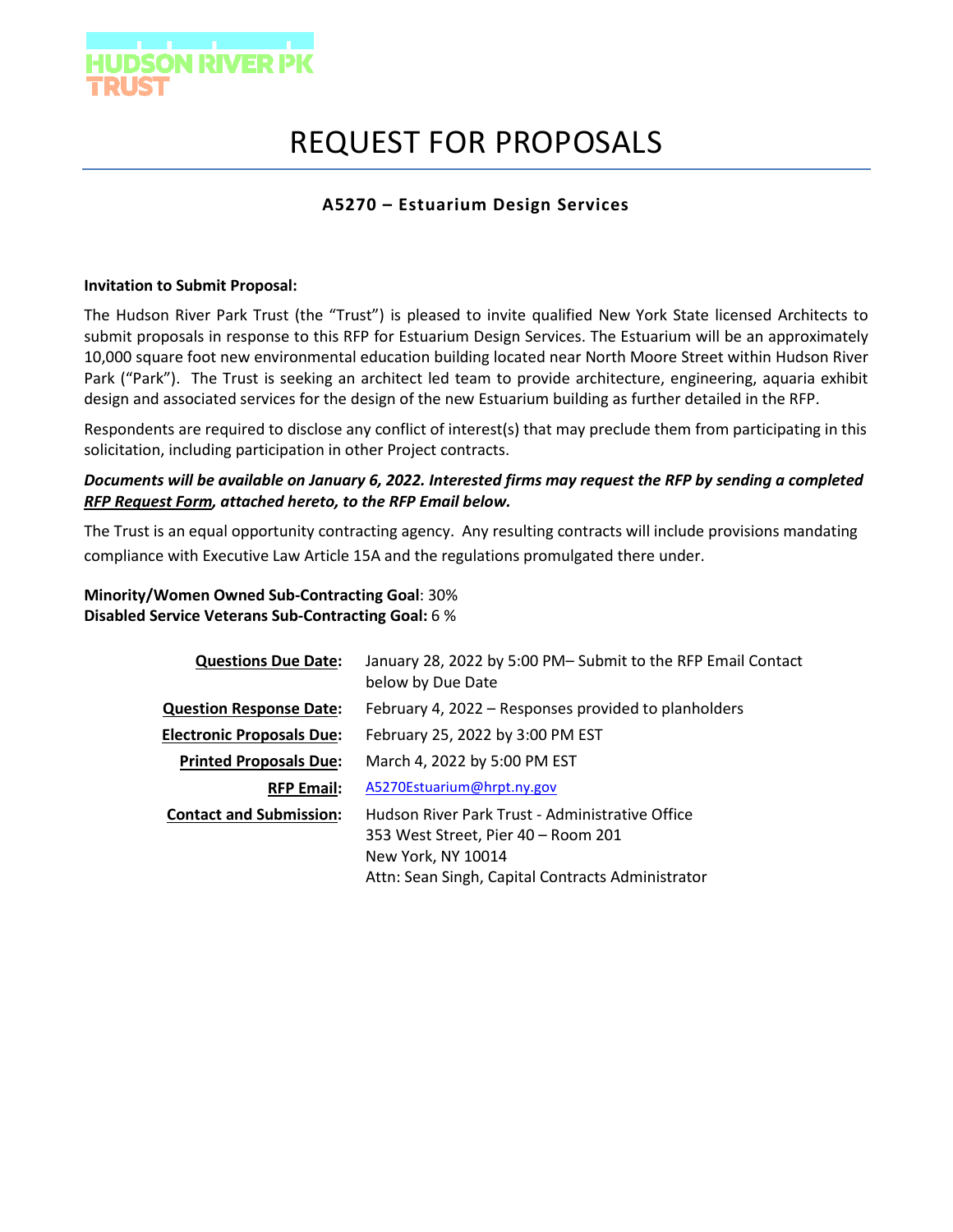HUDSON RIVER PK
TRUST

# REQUEST FOR PROPOSALS

### A5270 – Estuarium Design Services

**Invitation to Submit Proposal:**

The Hudson River Park Trust (the "Trust") is pleased to invite qualified New York State licensed Architects to submit proposals in response to this RFP for Estuarium Design Services. The Estuarium will be an approximately 10,000 square foot new environmental education building located near North Moore Street within Hudson River Park ("Park"). The Trust is seeking an architect led team to provide architecture, engineering, aquaria exhibit design and associated services for the design of the new Estuarium building as further detailed in the RFP.

Respondents are required to disclose any conflict of interest(s) that may preclude them from participating in this solicitation, including participation in other Project contracts.

***Documents will be available on January 6, 2022. Interested firms may request the RFP by sending a completed RFP Request Form, attached hereto, to the RFP Email below.***

The Trust is an equal opportunity contracting agency. Any resulting contracts will include provisions mandating compliance with Executive Law Article 15A and the regulations promulgated there under.

**Minority/Women Owned Sub-Contracting Goal**: 30%
**Disabled Service Veterans Sub-Contracting Goal:** 6 %

| | |
|---|---|
| **Questions Due Date:** | January 28, 2022 by 5:00 PM– Submit to the RFP Email Contact below by Due Date |
| **Question Response Date:** | February 4, 2022 – Responses provided to planholders |
| **Electronic Proposals Due:** | February 25, 2022 by 3:00 PM EST |
| **Printed Proposals Due:** | March 4, 2022 by 5:00 PM EST |
| **RFP Email:** | A5270Estuarium@hrpt.ny.gov |
| **Contact and Submission:** | Hudson River Park Trust - Administrative Office<br>353 West Street, Pier 40 – Room 201<br>New York, NY 10014<br>Attn: Sean Singh, Capital Contracts Administrator |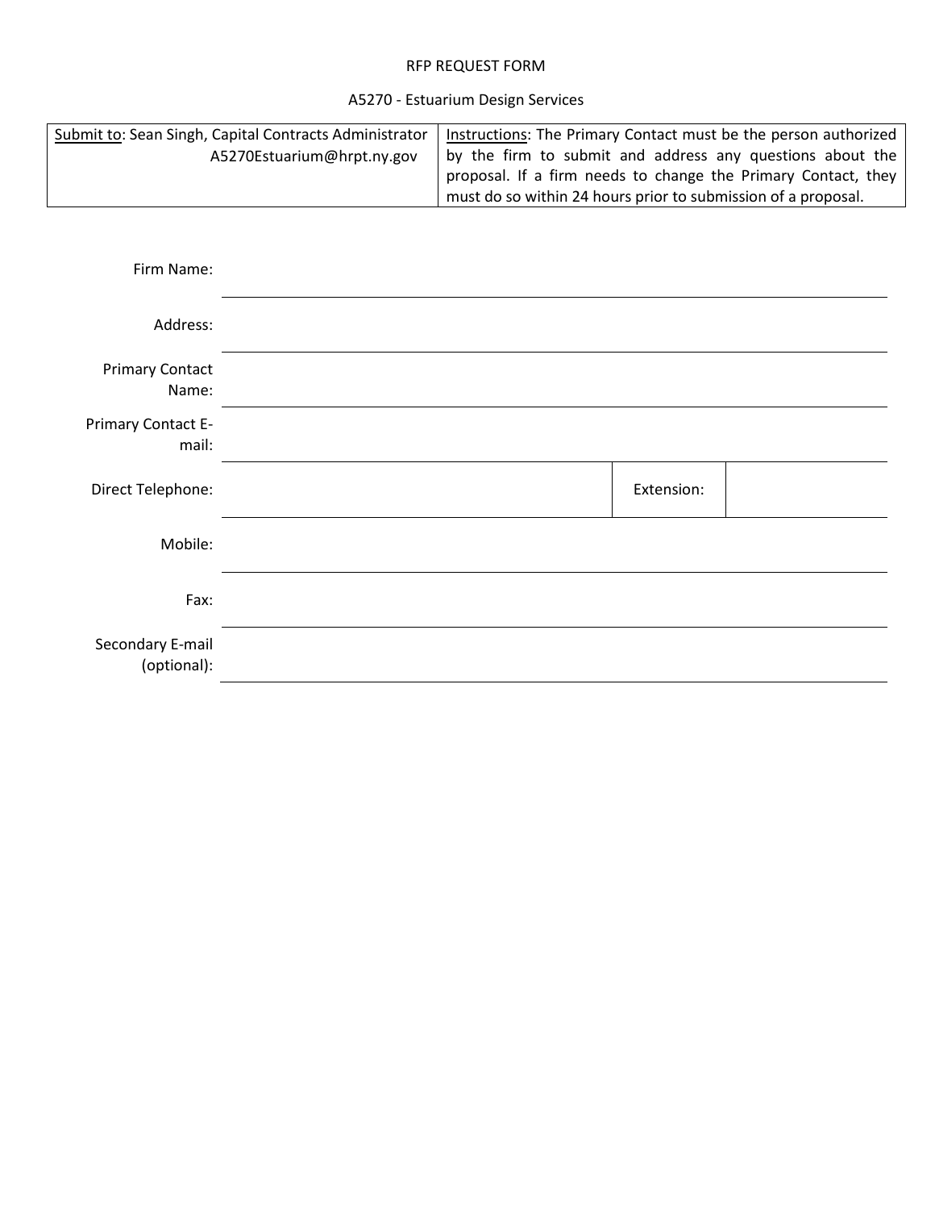RFP REQUEST FORM

A5270 - Estuarium Design Services

| | |
|---|---|
| Submit to: Sean Singh, Capital Contracts Administrator<br>A5270Estuarium@hrpt.ny.gov | Instructions: The Primary Contact must be the person authorized by the firm to submit and address any questions about the proposal. If a firm needs to change the Primary Contact, they must do so within 24 hours prior to submission of a proposal. |

| | | | |
|---|---|---|---|
| Firm Name: | | | |
| Address: | | | |
| Primary Contact Name: | | | |
| Primary Contact E-mail: | | | |
| Direct Telephone: | | Extension: | |
| Mobile: | | | |
| Fax: | | | |
| Secondary E-mail (optional): | | | |